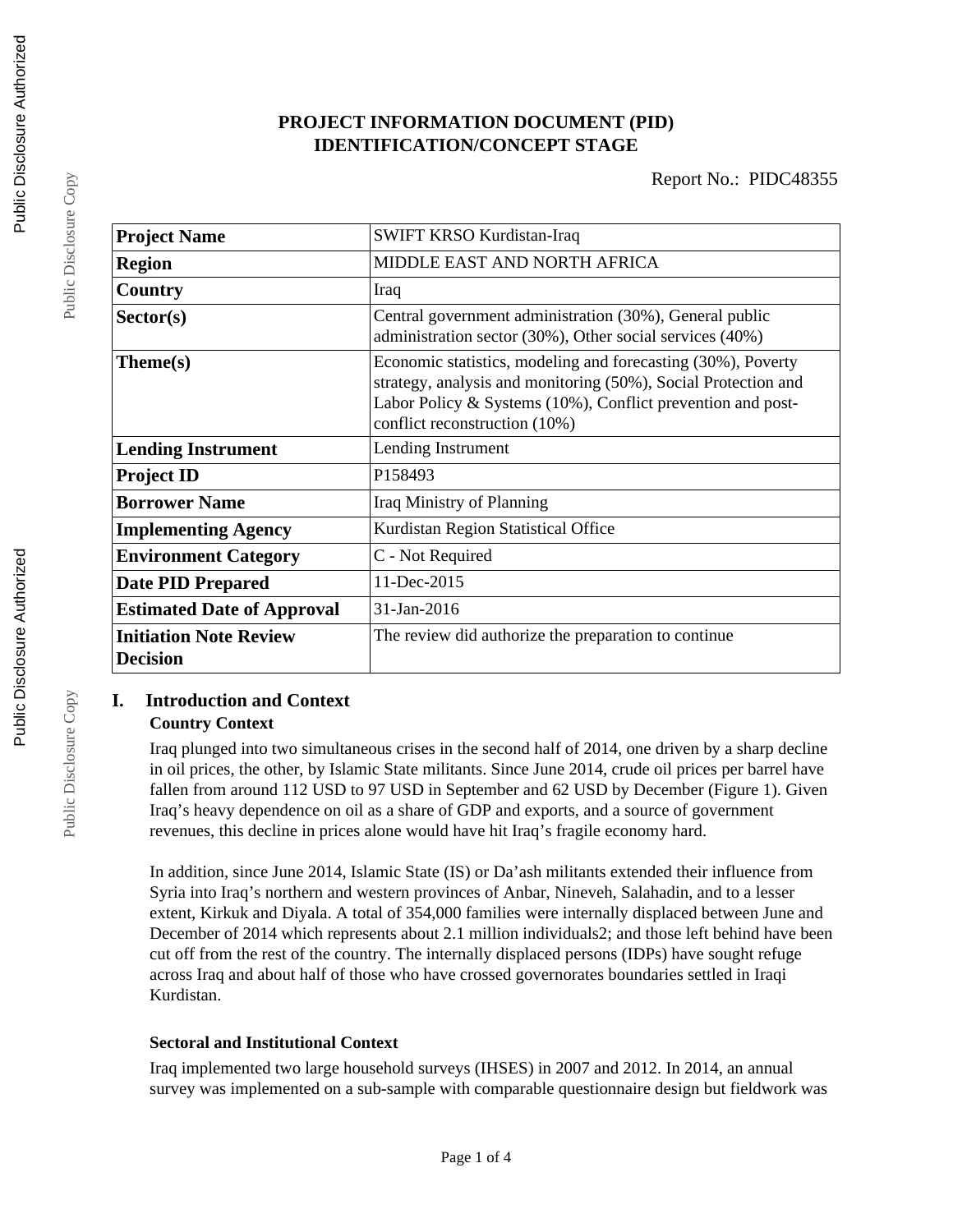# PROJECT INFORMATION DOCUMENT (PID)
# IDENTIFICATION/CONCEPT STAGE

Report No.: PIDC48355

| **Project Name** | SWIFT KRSO Kurdistan-Iraq |
|---|---|
| **Region** | MIDDLE EAST AND NORTH AFRICA |
| **Country** | Iraq |
| **Sector(s)** | Central government administration (30%), General public administration sector (30%), Other social services (40%) |
| **Theme(s)** | Economic statistics, modeling and forecasting (30%), Poverty strategy, analysis and monitoring (50%), Social Protection and Labor Policy & Systems (10%), Conflict prevention and post-conflict reconstruction (10%) |
| **Lending Instrument** | Lending Instrument |
| **Project ID** | P158493 |
| **Borrower Name** | Iraq Ministry of Planning |
| **Implementing Agency** | Kurdistan Region Statistical Office |
| **Environment Category** | C - Not Required |
| **Date PID Prepared** | 11-Dec-2015 |
| **Estimated Date of Approval** | 31-Jan-2016 |
| **Initiation Note Review Decision** | The review did authorize the preparation to continue |

## I. Introduction and Context

### Country Context

Iraq plunged into two simultaneous crises in the second half of 2014, one driven by a sharp decline in oil prices, the other, by Islamic State militants. Since June 2014, crude oil prices per barrel have fallen from around 112 USD to 97 USD in September and 62 USD by December (Figure 1). Given Iraq's heavy dependence on oil as a share of GDP and exports, and a source of government revenues, this decline in prices alone would have hit Iraq's fragile economy hard.

In addition, since June 2014, Islamic State (IS) or Da'ash militants extended their influence from Syria into Iraq's northern and western provinces of Anbar, Nineveh, Salahadin, and to a lesser extent, Kirkuk and Diyala. A total of 354,000 families were internally displaced between June and December of 2014 which represents about 2.1 million individuals2; and those left behind have been cut off from the rest of the country. The internally displaced persons (IDPs) have sought refuge across Iraq and about half of those who have crossed governorates boundaries settled in Iraqi Kurdistan.

### Sectoral and Institutional Context

Iraq implemented two large household surveys (IHSES) in 2007 and 2012. In 2014, an annual survey was implemented on a sub-sample with comparable questionnaire design but fieldwork was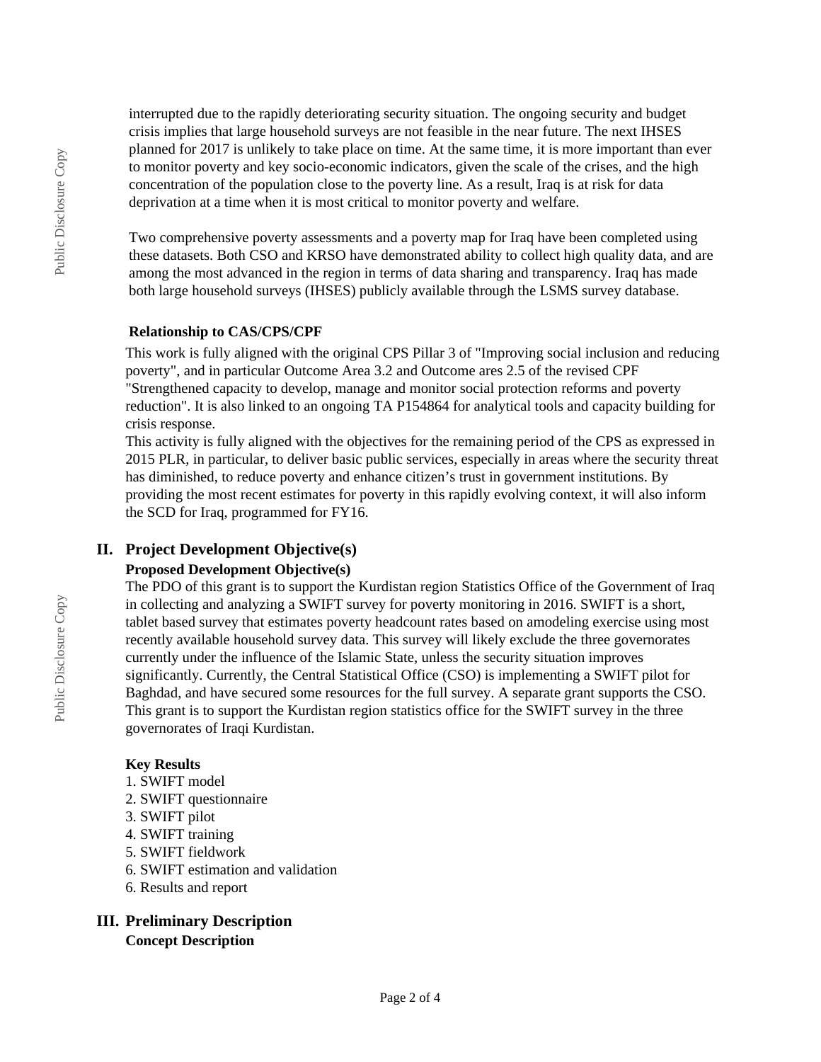interrupted due to the rapidly deteriorating security situation. The ongoing security and budget crisis implies that large household surveys are not feasible in the near future. The next IHSES planned for 2017 is unlikely to take place on time. At the same time, it is more important than ever to monitor poverty and key socio-economic indicators, given the scale of the crises, and the high concentration of the population close to the poverty line. As a result, Iraq is at risk for data deprivation at a time when it is most critical to monitor poverty and welfare.

Two comprehensive poverty assessments and a poverty map for Iraq have been completed using these datasets. Both CSO and KRSO have demonstrated ability to collect high quality data, and are among the most advanced in the region in terms of data sharing and transparency. Iraq has made both large household surveys (IHSES) publicly available through the LSMS survey database.

### Relationship to CAS/CPS/CPF

This work is fully aligned with the original CPS Pillar 3 of "Improving social inclusion and reducing poverty", and in particular Outcome Area 3.2 and Outcome ares 2.5 of the revised CPF "Strengthened capacity to develop, manage and monitor social protection reforms and poverty reduction". It is also linked to an ongoing TA P154864 for analytical tools and capacity building for crisis response.

This activity is fully aligned with the objectives for the remaining period of the CPS as expressed in 2015 PLR, in particular, to deliver basic public services, especially in areas where the security threat has diminished, to reduce poverty and enhance citizen's trust in government institutions. By providing the most recent estimates for poverty in this rapidly evolving context, it will also inform the SCD for Iraq, programmed for FY16.

## II. Project Development Objective(s)

### Proposed Development Objective(s)

The PDO of this grant is to support the Kurdistan region Statistics Office of the Government of Iraq in collecting and analyzing a SWIFT survey for poverty monitoring in 2016. SWIFT is a short, tablet based survey that estimates poverty headcount rates based on amodeling exercise using most recently available household survey data. This survey will likely exclude the three governorates currently under the influence of the Islamic State, unless the security situation improves significantly. Currently, the Central Statistical Office (CSO) is implementing a SWIFT pilot for Baghdad, and have secured some resources for the full survey. A separate grant supports the CSO. This grant is to support the Kurdistan region statistics office for the SWIFT survey in the three governorates of Iraqi Kurdistan.

### Key Results

1. SWIFT model
2. SWIFT questionnaire
3. SWIFT pilot
4. SWIFT training
5. SWIFT fieldwork
6. SWIFT estimation and validation
6. Results and report

## III. Preliminary Description

### Concept Description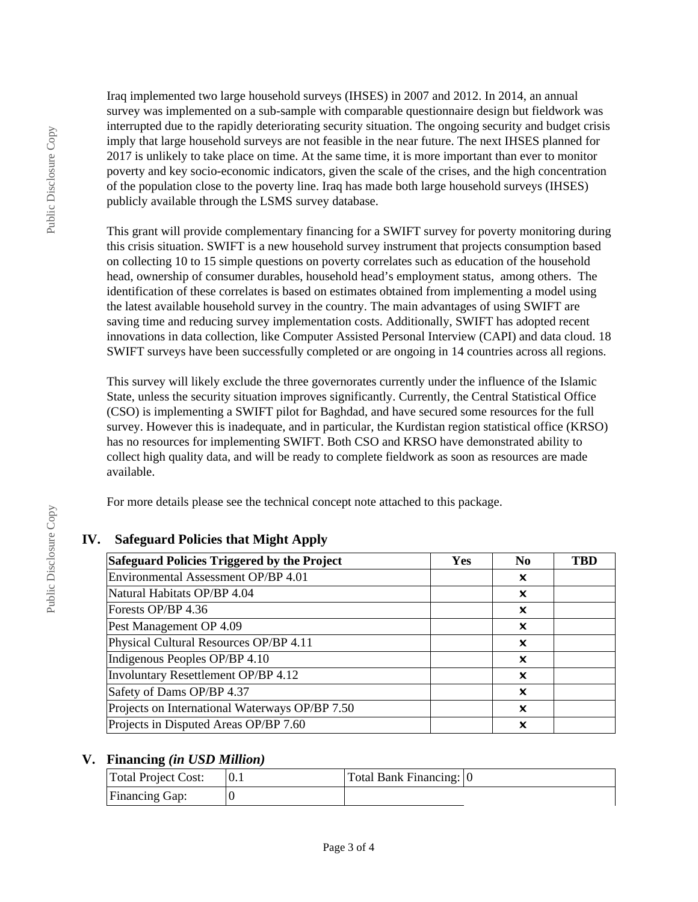Iraq implemented two large household surveys (IHSES) in 2007 and 2012. In 2014, an annual survey was implemented on a sub-sample with comparable questionnaire design but fieldwork was interrupted due to the rapidly deteriorating security situation. The ongoing security and budget crisis imply that large household surveys are not feasible in the near future. The next IHSES planned for 2017 is unlikely to take place on time. At the same time, it is more important than ever to monitor poverty and key socio-economic indicators, given the scale of the crises, and the high concentration of the population close to the poverty line. Iraq has made both large household surveys (IHSES) publicly available through the LSMS survey database.

This grant will provide complementary financing for a SWIFT survey for poverty monitoring during this crisis situation. SWIFT is a new household survey instrument that projects consumption based on collecting 10 to 15 simple questions on poverty correlates such as education of the household head, ownership of consumer durables, household head's employment status, among others. The identification of these correlates is based on estimates obtained from implementing a model using the latest available household survey in the country. The main advantages of using SWIFT are saving time and reducing survey implementation costs. Additionally, SWIFT has adopted recent innovations in data collection, like Computer Assisted Personal Interview (CAPI) and data cloud. 18 SWIFT surveys have been successfully completed or are ongoing in 14 countries across all regions.

This survey will likely exclude the three governorates currently under the influence of the Islamic State, unless the security situation improves significantly. Currently, the Central Statistical Office (CSO) is implementing a SWIFT pilot for Baghdad, and have secured some resources for the full survey. However this is inadequate, and in particular, the Kurdistan region statistical office (KRSO) has no resources for implementing SWIFT. Both CSO and KRSO have demonstrated ability to collect high quality data, and will be ready to complete fieldwork as soon as resources are made available.

For more details please see the technical concept note attached to this package.

## IV. Safeguard Policies that Might Apply

| Safeguard Policies Triggered by the Project | Yes | No | TBD |
|---|---|---|---|
| Environmental Assessment OP/BP 4.01 | | ✖ | |
| Natural Habitats OP/BP 4.04 | | ✖ | |
| Forests OP/BP 4.36 | | ✖ | |
| Pest Management OP 4.09 | | ✖ | |
| Physical Cultural Resources OP/BP 4.11 | | ✖ | |
| Indigenous Peoples OP/BP 4.10 | | ✖ | |
| Involuntary Resettlement OP/BP 4.12 | | ✖ | |
| Safety of Dams OP/BP 4.37 | | ✖ | |
| Projects on International Waterways OP/BP 7.50 | | ✖ | |
| Projects in Disputed Areas OP/BP 7.60 | | ✖ | |

## V. Financing *(in USD Million)*

| Total Project Cost: | 0.1 | Total Bank Financing: | 0 |
|---|---|---|---|
| Financing Gap: | 0 | | |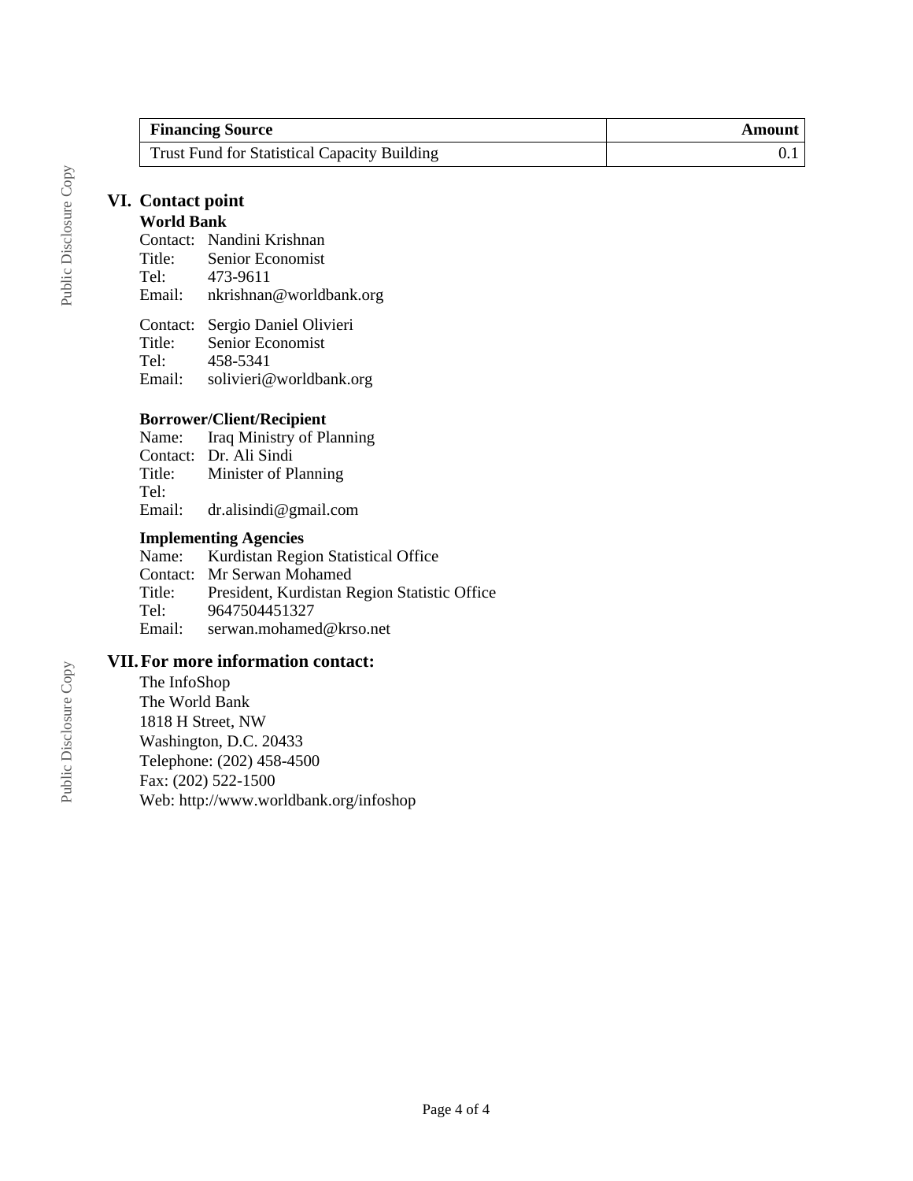| Financing Source | Amount |
|---|---|
| Trust Fund for Statistical Capacity Building | 0.1 |

## VI. Contact point

**World Bank**

Contact: Nandini Krishnan
Title: Senior Economist
Tel: 473-9611
Email: nkrishnan@worldbank.org

Contact: Sergio Daniel Olivieri
Title: Senior Economist
Tel: 458-5341
Email: solivieri@worldbank.org

**Borrower/Client/Recipient**

Name: Iraq Ministry of Planning
Contact: Dr. Ali Sindi
Title: Minister of Planning
Tel:
Email: dr.alisindi@gmail.com

**Implementing Agencies**

Name: Kurdistan Region Statistical Office
Contact: Mr Serwan Mohamed
Title: President, Kurdistan Region Statistic Office
Tel: 9647504451327
Email: serwan.mohamed@krso.net

## VII. For more information contact:

The InfoShop
The World Bank
1818 H Street, NW
Washington, D.C. 20433
Telephone: (202) 458-4500
Fax: (202) 522-1500
Web: http://www.worldbank.org/infoshop